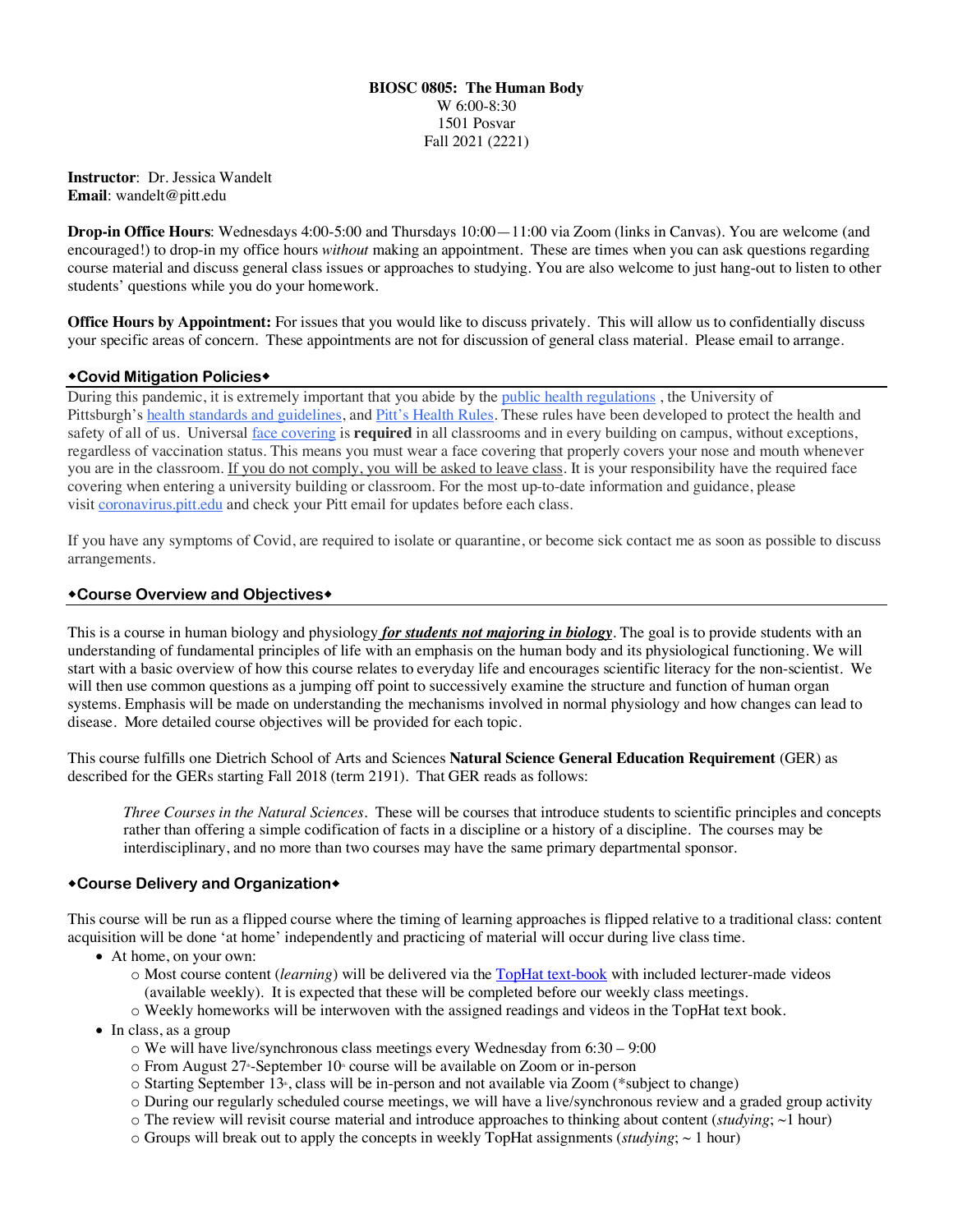**BIOSC 0805: The Human Body**
W 6:00-8:30
1501 Posvar
Fall 2021 (2221)

**Instructor**: Dr. Jessica Wandelt
**Email**: wandelt@pitt.edu

**Drop-in Office Hours**: Wednesdays 4:00-5:00 and Thursdays 10:00—11:00 via Zoom (links in Canvas). You are welcome (and encouraged!) to drop-in my office hours *without* making an appointment. These are times when you can ask questions regarding course material and discuss general class issues or approaches to studying. You are also welcome to just hang-out to listen to other students' questions while you do your homework.

**Office Hours by Appointment:** For issues that you would like to discuss privately. This will allow us to confidentially discuss your specific areas of concern. These appointments are not for discussion of general class material. Please email to arrange.

## ◆Covid Mitigation Policies◆

During this pandemic, it is extremely important that you abide by the public health regulations , the University of Pittsburgh's health standards and guidelines, and Pitt's Health Rules. These rules have been developed to protect the health and safety of all of us. Universal face covering is **required** in all classrooms and in every building on campus, without exceptions, regardless of vaccination status. This means you must wear a face covering that properly covers your nose and mouth whenever you are in the classroom. If you do not comply, you will be asked to leave class. It is your responsibility have the required face covering when entering a university building or classroom. For the most up-to-date information and guidance, please visit coronavirus.pitt.edu and check your Pitt email for updates before each class.

If you have any symptoms of Covid, are required to isolate or quarantine, or become sick contact me as soon as possible to discuss arrangements.

## ◆Course Overview and Objectives◆

This is a course in human biology and physiology ***for students not majoring in biology***. The goal is to provide students with an understanding of fundamental principles of life with an emphasis on the human body and its physiological functioning. We will start with a basic overview of how this course relates to everyday life and encourages scientific literacy for the non-scientist. We will then use common questions as a jumping off point to successively examine the structure and function of human organ systems. Emphasis will be made on understanding the mechanisms involved in normal physiology and how changes can lead to disease. More detailed course objectives will be provided for each topic.

This course fulfills one Dietrich School of Arts and Sciences **Natural Science General Education Requirement** (GER) as described for the GERs starting Fall 2018 (term 2191). That GER reads as follows:

> *Three Courses in the Natural Sciences*. These will be courses that introduce students to scientific principles and concepts rather than offering a simple codification of facts in a discipline or a history of a discipline. The courses may be interdisciplinary, and no more than two courses may have the same primary departmental sponsor.

## ◆Course Delivery and Organization◆

This course will be run as a flipped course where the timing of learning approaches is flipped relative to a traditional class: content acquisition will be done 'at home' independently and practicing of material will occur during live class time.

- At home, on your own:
  - Most course content (*learning*) will be delivered via the TopHat text-book with included lecturer-made videos (available weekly). It is expected that these will be completed before our weekly class meetings.
  - Weekly homeworks will be interwoven with the assigned readings and videos in the TopHat text book.
- In class, as a group
  - We will have live/synchronous class meetings every Wednesday from 6:30 – 9:00
  - From August 27th-September 10th course will be available on Zoom or in-person
  - Starting September 13th, class will be in-person and not available via Zoom (*subject to change)
  - During our regularly scheduled course meetings, we will have a live/synchronous review and a graded group activity
  - The review will revisit course material and introduce approaches to thinking about content (*studying*; ~1 hour)
  - Groups will break out to apply the concepts in weekly TopHat assignments (*studying*; ~ 1 hour)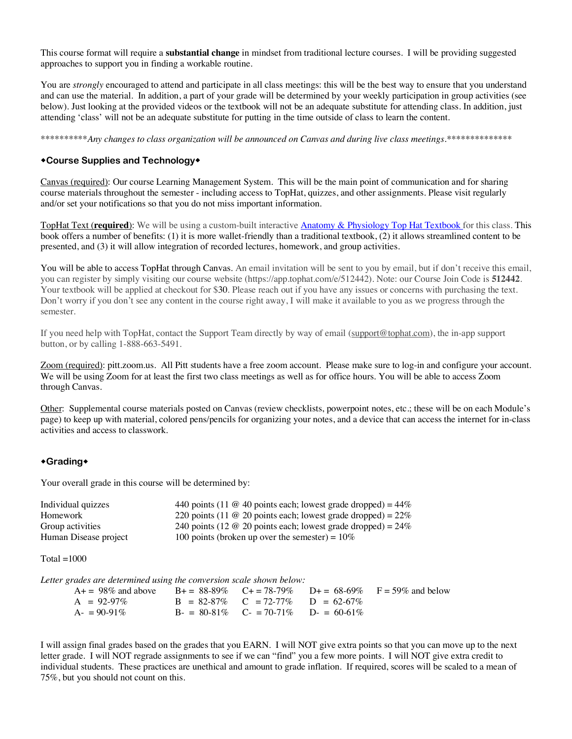This course format will require a **substantial change** in mindset from traditional lecture courses. I will be providing suggested approaches to support you in finding a workable routine.

You are *strongly* encouraged to attend and participate in all class meetings: this will be the best way to ensure that you understand and can use the material. In addition, a part of your grade will be determined by your weekly participation in group activities (see below). Just looking at the provided videos or the textbook will not be an adequate substitute for attending class. In addition, just attending 'class' will not be an adequate substitute for putting in the time outside of class to learn the content.

**********\*Any changes to class organization will be announced on Canvas and during live class meetings.*\**************

## ◆Course Supplies and Technology◆

Canvas (required): Our course Learning Management System. This will be the main point of communication and for sharing course materials throughout the semester - including access to TopHat, quizzes, and other assignments. Please visit regularly and/or set your notifications so that you do not miss important information.

TopHat Text (**required**): We will be using a custom-built interactive Anatomy & Physiology Top Hat Textbook for this class. This book offers a number of benefits: (1) it is more wallet-friendly than a traditional textbook, (2) it allows streamlined content to be presented, and (3) it will allow integration of recorded lectures, homework, and group activities.

You will be able to access TopHat through Canvas. An email invitation will be sent to you by email, but if don't receive this email, you can register by simply visiting our course website (https://app.tophat.com/e/512442). Note: our Course Join Code is **512442**. Your textbook will be applied at checkout for $30. Please reach out if you have any issues or concerns with purchasing the text. Don't worry if you don't see any content in the course right away, I will make it available to you as we progress through the semester.

If you need help with TopHat, contact the Support Team directly by way of email (support@tophat.com), the in-app support button, or by calling 1-888-663-5491.

Zoom (required): pitt.zoom.us. All Pitt students have a free zoom account. Please make sure to log-in and configure your account. We will be using Zoom for at least the first two class meetings as well as for office hours. You will be able to access Zoom through Canvas.

Other: Supplemental course materials posted on Canvas (review checklists, powerpoint notes, etc.; these will be on each Module's page) to keep up with material, colored pens/pencils for organizing your notes, and a device that can access the internet for in-class activities and access to classwork.

## ◆Grading◆

Your overall grade in this course will be determined by:

| | |
|---|---|
| Individual quizzes | 440 points (11 @ 40 points each; lowest grade dropped) = 44% |
| Homework | 220 points (11 @ 20 points each; lowest grade dropped) = 22% |
| Group activities | 240 points (12 @ 20 points each; lowest grade dropped) = 24% |
| Human Disease project | 100 points (broken up over the semester) = 10% |

Total =1000

*Letter grades are determined using the conversion scale shown below:*

| | | | | |
|---|---|---|---|---|
| A+ = 98% and above | B+ = 88-89% | C+ = 78-79% | D+ = 68-69% | F = 59% and below |
| A = 92-97% | B = 82-87% | C = 72-77% | D = 62-67% | |
| A- = 90-91% | B- = 80-81% | C- = 70-71% | D- = 60-61% | |

I will assign final grades based on the grades that you EARN. I will NOT give extra points so that you can move up to the next letter grade. I will NOT regrade assignments to see if we can "find" you a few more points. I will NOT give extra credit to individual students. These practices are unethical and amount to grade inflation. If required, scores will be scaled to a mean of 75%, but you should not count on this.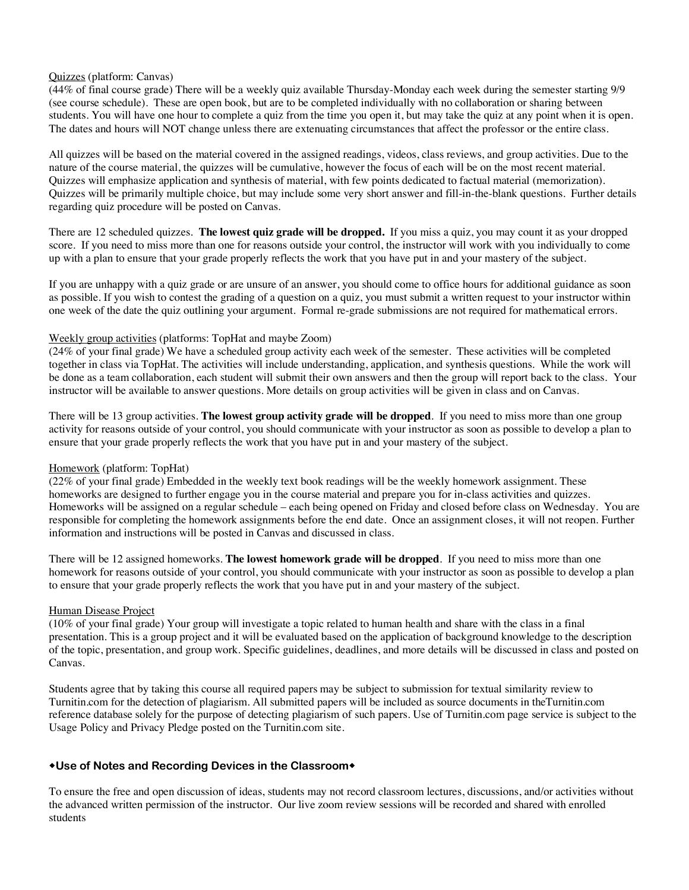<u>Quizzes</u> (platform: Canvas)
(44% of final course grade) There will be a weekly quiz available Thursday-Monday each week during the semester starting 9/9 (see course schedule). These are open book, but are to be completed individually with no collaboration or sharing between students. You will have one hour to complete a quiz from the time you open it, but may take the quiz at any point when it is open. The dates and hours will NOT change unless there are extenuating circumstances that affect the professor or the entire class.

All quizzes will be based on the material covered in the assigned readings, videos, class reviews, and group activities. Due to the nature of the course material, the quizzes will be cumulative, however the focus of each will be on the most recent material. Quizzes will emphasize application and synthesis of material, with few points dedicated to factual material (memorization). Quizzes will be primarily multiple choice, but may include some very short answer and fill-in-the-blank questions. Further details regarding quiz procedure will be posted on Canvas.

There are 12 scheduled quizzes. **The lowest quiz grade will be dropped.** If you miss a quiz, you may count it as your dropped score. If you need to miss more than one for reasons outside your control, the instructor will work with you individually to come up with a plan to ensure that your grade properly reflects the work that you have put in and your mastery of the subject.

If you are unhappy with a quiz grade or are unsure of an answer, you should come to office hours for additional guidance as soon as possible. If you wish to contest the grading of a question on a quiz, you must submit a written request to your instructor within one week of the date the quiz outlining your argument. Formal re-grade submissions are not required for mathematical errors.

<u>Weekly group activities</u> (platforms: TopHat and maybe Zoom)
(24% of your final grade) We have a scheduled group activity each week of the semester. These activities will be completed together in class via TopHat. The activities will include understanding, application, and synthesis questions. While the work will be done as a team collaboration, each student will submit their own answers and then the group will report back to the class. Your instructor will be available to answer questions. More details on group activities will be given in class and on Canvas.

There will be 13 group activities. **The lowest group activity grade will be dropped**. If you need to miss more than one group activity for reasons outside of your control, you should communicate with your instructor as soon as possible to develop a plan to ensure that your grade properly reflects the work that you have put in and your mastery of the subject.

<u>Homework</u> (platform: TopHat)
(22% of your final grade) Embedded in the weekly text book readings will be the weekly homework assignment. These homeworks are designed to further engage you in the course material and prepare you for in-class activities and quizzes. Homeworks will be assigned on a regular schedule – each being opened on Friday and closed before class on Wednesday. You are responsible for completing the homework assignments before the end date. Once an assignment closes, it will not reopen. Further information and instructions will be posted in Canvas and discussed in class.

There will be 12 assigned homeworks. **The lowest homework grade will be dropped**. If you need to miss more than one homework for reasons outside of your control, you should communicate with your instructor as soon as possible to develop a plan to ensure that your grade properly reflects the work that you have put in and your mastery of the subject.

<u>Human Disease Project</u>
(10% of your final grade) Your group will investigate a topic related to human health and share with the class in a final presentation. This is a group project and it will be evaluated based on the application of background knowledge to the description of the topic, presentation, and group work. Specific guidelines, deadlines, and more details will be discussed in class and posted on Canvas.

Students agree that by taking this course all required papers may be subject to submission for textual similarity review to Turnitin.com for the detection of plagiarism. All submitted papers will be included as source documents in theTurnitin.com reference database solely for the purpose of detecting plagiarism of such papers. Use of Turnitin.com page service is subject to the Usage Policy and Privacy Pledge posted on the Turnitin.com site.

### ◆Use of Notes and Recording Devices in the Classroom◆

To ensure the free and open discussion of ideas, students may not record classroom lectures, discussions, and/or activities without the advanced written permission of the instructor. Our live zoom review sessions will be recorded and shared with enrolled students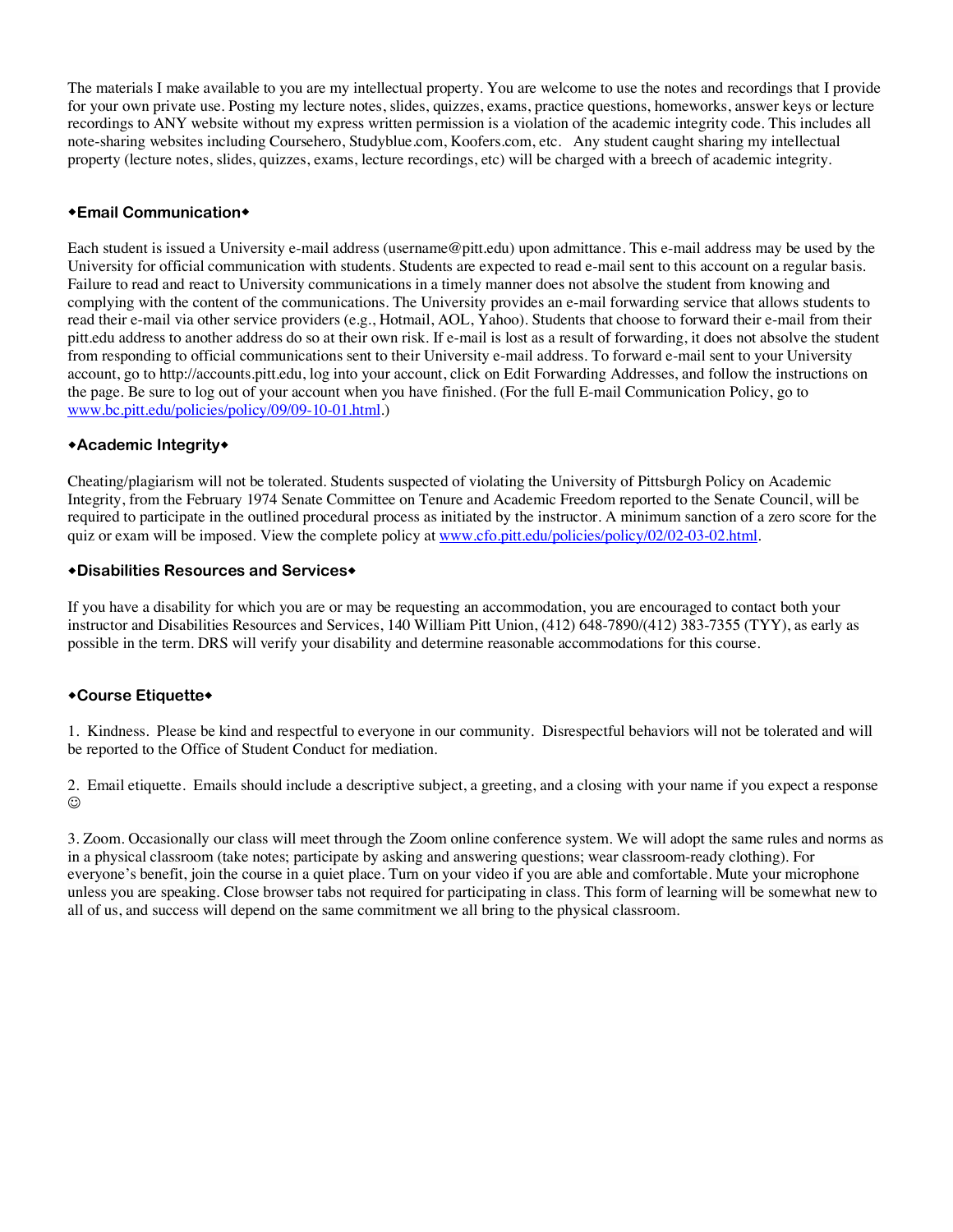The materials I make available to you are my intellectual property. You are welcome to use the notes and recordings that I provide for your own private use. Posting my lecture notes, slides, quizzes, exams, practice questions, homeworks, answer keys or lecture recordings to ANY website without my express written permission is a violation of the academic integrity code. This includes all note-sharing websites including Coursehero, Studyblue.com, Koofers.com, etc. Any student caught sharing my intellectual property (lecture notes, slides, quizzes, exams, lecture recordings, etc) will be charged with a breech of academic integrity.

### ◆Email Communication◆

Each student is issued a University e-mail address (username@pitt.edu) upon admittance. This e-mail address may be used by the University for official communication with students. Students are expected to read e-mail sent to this account on a regular basis. Failure to read and react to University communications in a timely manner does not absolve the student from knowing and complying with the content of the communications. The University provides an e-mail forwarding service that allows students to read their e-mail via other service providers (e.g., Hotmail, AOL, Yahoo). Students that choose to forward their e-mail from their pitt.edu address to another address do so at their own risk. If e-mail is lost as a result of forwarding, it does not absolve the student from responding to official communications sent to their University e-mail address. To forward e-mail sent to your University account, go to http://accounts.pitt.edu, log into your account, click on Edit Forwarding Addresses, and follow the instructions on the page. Be sure to log out of your account when you have finished. (For the full E-mail Communication Policy, go to www.bc.pitt.edu/policies/policy/09/09-10-01.html.)

### ◆Academic Integrity◆

Cheating/plagiarism will not be tolerated. Students suspected of violating the University of Pittsburgh Policy on Academic Integrity, from the February 1974 Senate Committee on Tenure and Academic Freedom reported to the Senate Council, will be required to participate in the outlined procedural process as initiated by the instructor. A minimum sanction of a zero score for the quiz or exam will be imposed. View the complete policy at www.cfo.pitt.edu/policies/policy/02/02-03-02.html.

### ◆Disabilities Resources and Services◆

If you have a disability for which you are or may be requesting an accommodation, you are encouraged to contact both your instructor and Disabilities Resources and Services, 140 William Pitt Union, (412) 648-7890/(412) 383-7355 (TYY), as early as possible in the term. DRS will verify your disability and determine reasonable accommodations for this course.

### ◆Course Etiquette◆

1. Kindness. Please be kind and respectful to everyone in our community. Disrespectful behaviors will not be tolerated and will be reported to the Office of Student Conduct for mediation.

2. Email etiquette. Emails should include a descriptive subject, a greeting, and a closing with your name if you expect a response ☺

3. Zoom. Occasionally our class will meet through the Zoom online conference system. We will adopt the same rules and norms as in a physical classroom (take notes; participate by asking and answering questions; wear classroom-ready clothing). For everyone's benefit, join the course in a quiet place. Turn on your video if you are able and comfortable. Mute your microphone unless you are speaking. Close browser tabs not required for participating in class. This form of learning will be somewhat new to all of us, and success will depend on the same commitment we all bring to the physical classroom.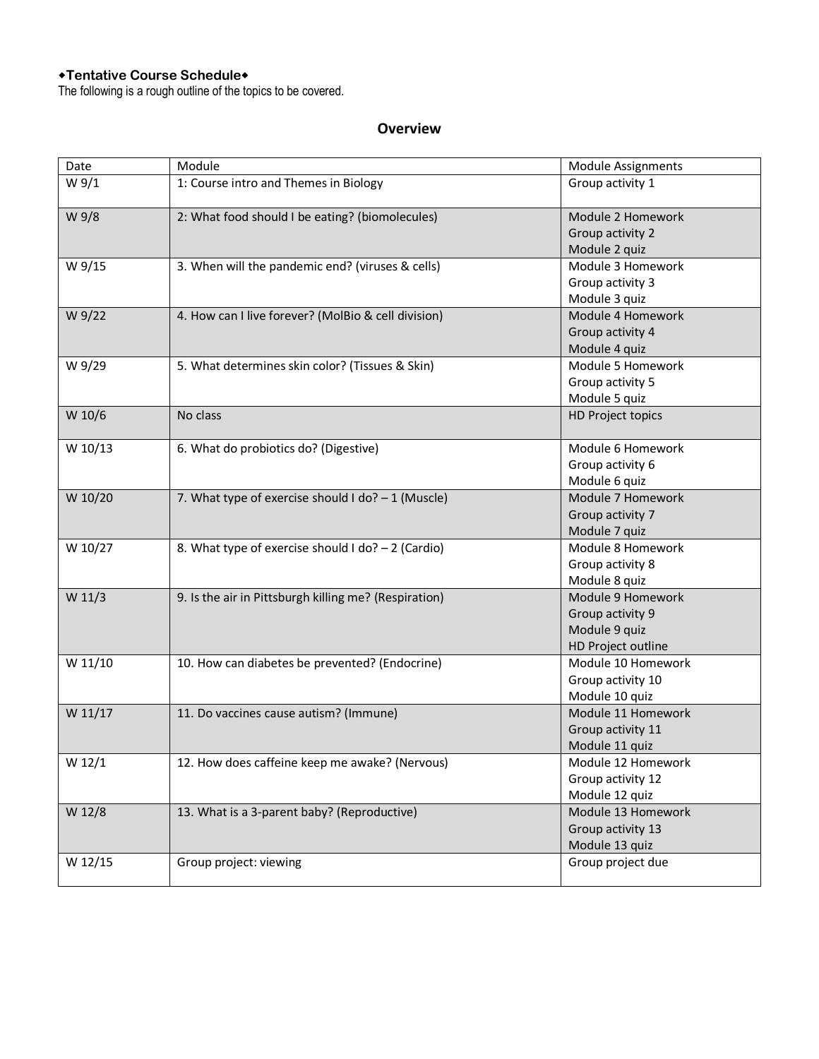**◆Tentative Course Schedule◆**

The following is a rough outline of the topics to be covered.

## Overview

| Date | Module | Module Assignments |
|---|---|---|
| W 9/1 | 1: Course intro and Themes in Biology | Group activity 1 |
| W 9/8 | 2: What food should I be eating? (biomolecules) | Module 2 Homework<br>Group activity 2<br>Module 2 quiz |
| W 9/15 | 3. When will the pandemic end? (viruses & cells) | Module 3 Homework<br>Group activity 3<br>Module 3 quiz |
| W 9/22 | 4. How can I live forever? (MolBio & cell division) | Module 4 Homework<br>Group activity 4<br>Module 4 quiz |
| W 9/29 | 5. What determines skin color? (Tissues & Skin) | Module 5 Homework<br>Group activity 5<br>Module 5 quiz |
| W 10/6 | No class | HD Project topics |
| W 10/13 | 6. What do probiotics do? (Digestive) | Module 6 Homework<br>Group activity 6<br>Module 6 quiz |
| W 10/20 | 7. What type of exercise should I do? – 1 (Muscle) | Module 7 Homework<br>Group activity 7<br>Module 7 quiz |
| W 10/27 | 8. What type of exercise should I do? – 2 (Cardio) | Module 8 Homework<br>Group activity 8<br>Module 8 quiz |
| W 11/3 | 9. Is the air in Pittsburgh killing me? (Respiration) | Module 9 Homework<br>Group activity 9<br>Module 9 quiz<br>HD Project outline |
| W 11/10 | 10. How can diabetes be prevented? (Endocrine) | Module 10 Homework<br>Group activity 10<br>Module 10 quiz |
| W 11/17 | 11. Do vaccines cause autism? (Immune) | Module 11 Homework<br>Group activity 11<br>Module 11 quiz |
| W 12/1 | 12. How does caffeine keep me awake? (Nervous) | Module 12 Homework<br>Group activity 12<br>Module 12 quiz |
| W 12/8 | 13. What is a 3-parent baby? (Reproductive) | Module 13 Homework<br>Group activity 13<br>Module 13 quiz |
| W 12/15 | Group project: viewing | Group project due |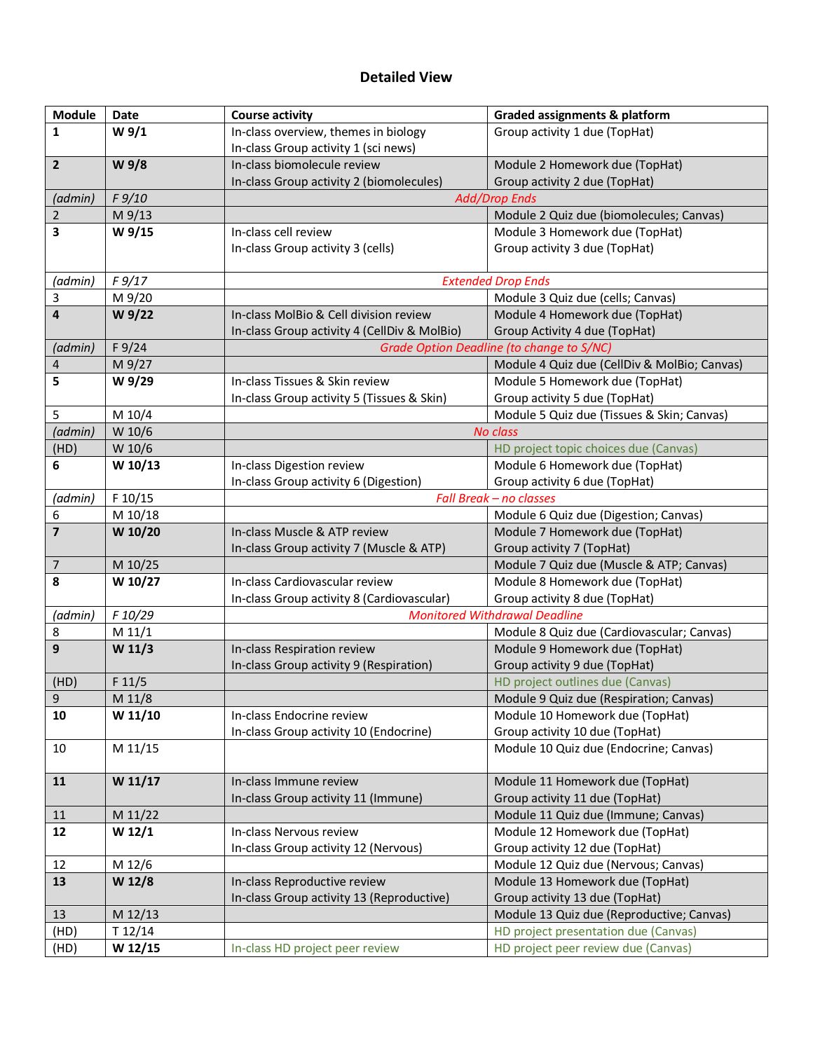## Detailed View

| Module | Date | Course activity | Graded assignments & platform |
|---|---|---|---|
| **1** | **W 9/1** | In-class overview, themes in biology<br>In-class Group activity 1 (sci news) | Group activity 1 due (TopHat) |
| **2** | **W 9/8** | In-class biomolecule review<br>In-class Group activity 2 (biomolecules) | Module 2 Homework due (TopHat)<br>Group activity 2 due (TopHat) |
| *(admin)* | *F 9/10* | *Add/Drop Ends* | |
| 2 | M 9/13 | | Module 2 Quiz due (biomolecules; Canvas) |
| **3** | **W 9/15** | In-class cell review<br>In-class Group activity 3 (cells) | Module 3 Homework due (TopHat)<br>Group activity 3 due (TopHat) |
| *(admin)* | *F 9/17* | *Extended Drop Ends* | |
| 3 | M 9/20 | | Module 3 Quiz due (cells; Canvas) |
| **4** | **W 9/22** | In-class MolBio & Cell division review<br>In-class Group activity 4 (CellDiv & MolBio) | Module 4 Homework due (TopHat)<br>Group Activity 4 due (TopHat) |
| *(admin)* | F 9/24 | *Grade Option Deadline (to change to S/NC)* | |
| 4 | M 9/27 | | Module 4 Quiz due (CellDiv & MolBio; Canvas) |
| **5** | **W 9/29** | In-class Tissues & Skin review<br>In-class Group activity 5 (Tissues & Skin) | Module 5 Homework due (TopHat)<br>Group activity 5 due (TopHat) |
| 5 | M 10/4 | | Module 5 Quiz due (Tissues & Skin; Canvas) |
| *(admin)* | W 10/6 | *No class* | |
| (HD) | W 10/6 | | HD project topic choices due (Canvas) |
| **6** | **W 10/13** | In-class Digestion review<br>In-class Group activity 6 (Digestion) | Module 6 Homework due (TopHat)<br>Group activity 6 due (TopHat) |
| *(admin)* | F 10/15 | *Fall Break – no classes* | |
| 6 | M 10/18 | | Module 6 Quiz due (Digestion; Canvas) |
| **7** | **W 10/20** | In-class Muscle & ATP review<br>In-class Group activity 7 (Muscle & ATP) | Module 7 Homework due (TopHat)<br>Group activity 7 (TopHat) |
| 7 | M 10/25 | | Module 7 Quiz due (Muscle & ATP; Canvas) |
| **8** | **W 10/27** | In-class Cardiovascular review<br>In-class Group activity 8 (Cardiovascular) | Module 8 Homework due (TopHat)<br>Group activity 8 due (TopHat) |
| *(admin)* | *F 10/29* | *Monitored Withdrawal Deadline* | |
| 8 | M 11/1 | | Module 8 Quiz due (Cardiovascular; Canvas) |
| **9** | **W 11/3** | In-class Respiration review<br>In-class Group activity 9 (Respiration) | Module 9 Homework due (TopHat)<br>Group activity 9 due (TopHat) |
| (HD) | F 11/5 | | HD project outlines due (Canvas) |
| 9 | M 11/8 | | Module 9 Quiz due (Respiration; Canvas) |
| **10** | **W 11/10** | In-class Endocrine review<br>In-class Group activity 10 (Endocrine) | Module 10 Homework due (TopHat)<br>Group activity 10 due (TopHat) |
| 10 | M 11/15 | | Module 10 Quiz due (Endocrine; Canvas) |
| **11** | **W 11/17** | In-class Immune review<br>In-class Group activity 11 (Immune) | Module 11 Homework due (TopHat)<br>Group activity 11 due (TopHat) |
| 11 | M 11/22 | | Module 11 Quiz due (Immune; Canvas) |
| **12** | **W 12/1** | In-class Nervous review<br>In-class Group activity 12 (Nervous) | Module 12 Homework due (TopHat)<br>Group activity 12 due (TopHat) |
| 12 | M 12/6 | | Module 12 Quiz due (Nervous; Canvas) |
| **13** | **W 12/8** | In-class Reproductive review<br>In-class Group activity 13 (Reproductive) | Module 13 Homework due (TopHat)<br>Group activity 13 due (TopHat) |
| 13 | M 12/13 | | Module 13 Quiz due (Reproductive; Canvas) |
| (HD) | T 12/14 | | HD project presentation due (Canvas) |
| (HD) | **W 12/15** | In-class HD project peer review | HD project peer review due (Canvas) |